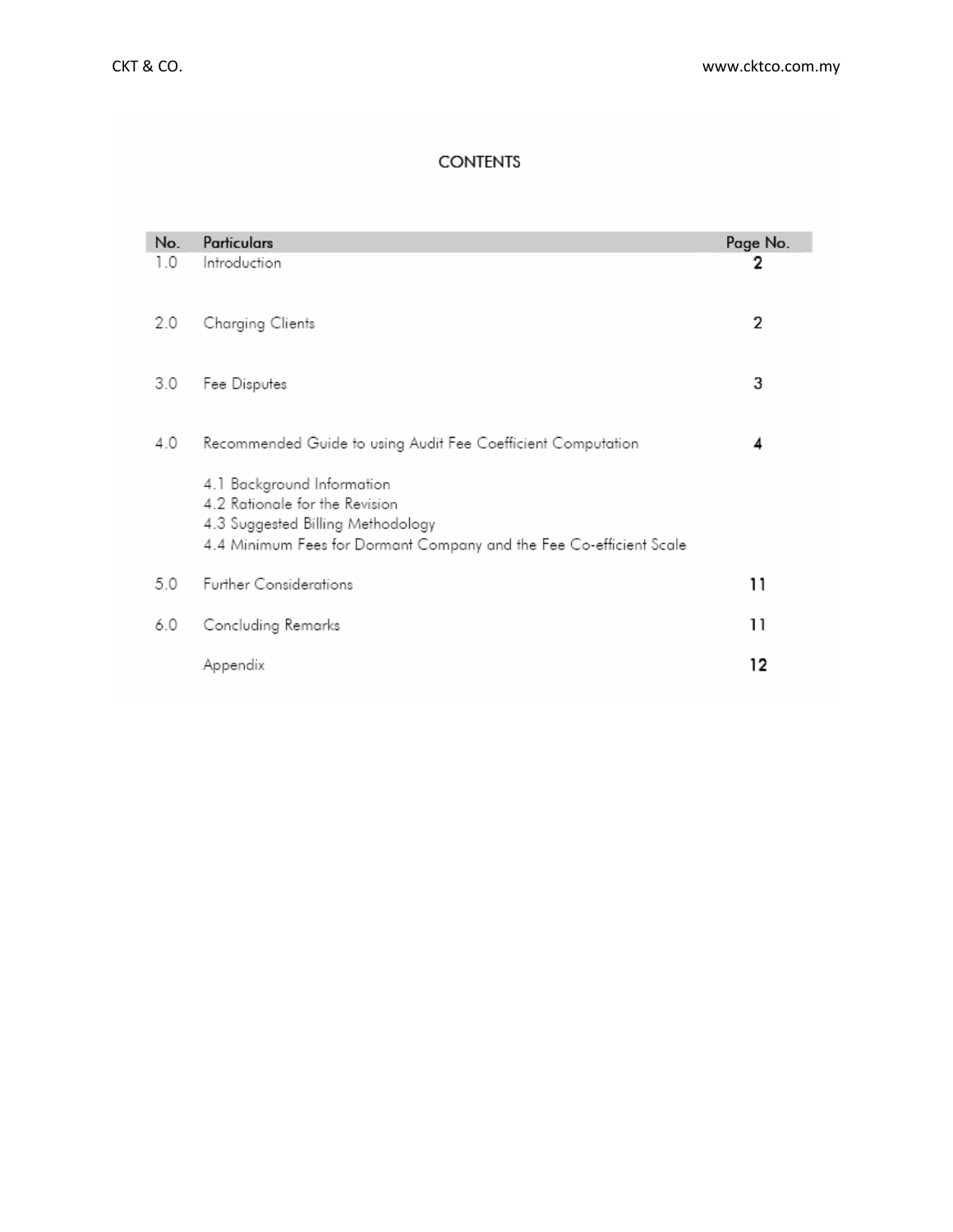# CONTENTS

| No. | Particulars | Page No. |
|---|---|---|
| 1.0 | Introduction | **2** |
| 2.0 | Charging Clients | 2 |
| 3.0 | Fee Disputes | 3 |
| 4.0 | Recommended Guide to using Audit Fee Coefficient Computation | **4** |
| | 4.1 Background Information<br>4.2 Rationale for the Revision<br>4.3 Suggested Billing Methodology<br>4.4 Minimum Fees for Dormant Company and the Fee Co-efficient Scale | |
| 5.0 | Further Considerations | **11** |
| 6.0 | Concluding Remarks | 11 |
| | Appendix | **12** |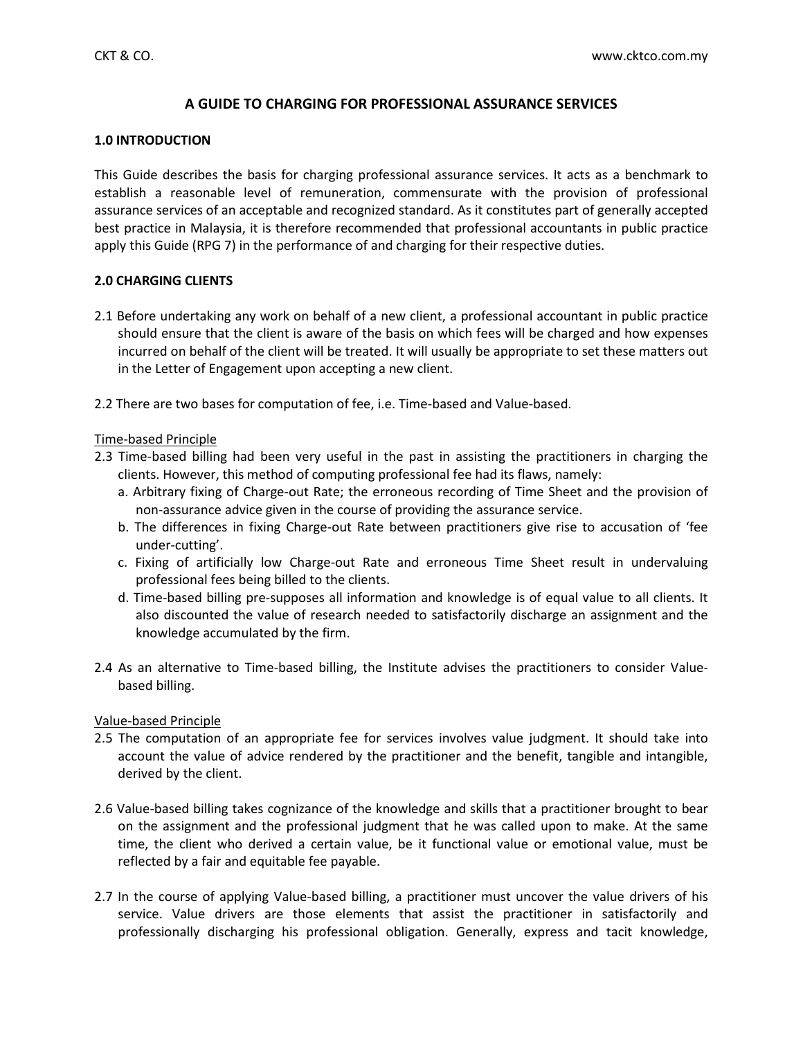# A GUIDE TO CHARGING FOR PROFESSIONAL ASSURANCE SERVICES

## 1.0 INTRODUCTION

This Guide describes the basis for charging professional assurance services. It acts as a benchmark to establish a reasonable level of remuneration, commensurate with the provision of professional assurance services of an acceptable and recognized standard. As it constitutes part of generally accepted best practice in Malaysia, it is therefore recommended that professional accountants in public practice apply this Guide (RPG 7) in the performance of and charging for their respective duties.

## 2.0 CHARGING CLIENTS

2.1 Before undertaking any work on behalf of a new client, a professional accountant in public practice should ensure that the client is aware of the basis on which fees will be charged and how expenses incurred on behalf of the client will be treated. It will usually be appropriate to set these matters out in the Letter of Engagement upon accepting a new client.

2.2 There are two bases for computation of fee, i.e. Time-based and Value-based.

<u>Time-based Principle</u>

2.3 Time-based billing had been very useful in the past in assisting the practitioners in charging the clients. However, this method of computing professional fee had its flaws, namely:

a. Arbitrary fixing of Charge-out Rate; the erroneous recording of Time Sheet and the provision of non-assurance advice given in the course of providing the assurance service.

b. The differences in fixing Charge-out Rate between practitioners give rise to accusation of 'fee under-cutting'.

c. Fixing of artificially low Charge-out Rate and erroneous Time Sheet result in undervaluing professional fees being billed to the clients.

d. Time-based billing pre-supposes all information and knowledge is of equal value to all clients. It also discounted the value of research needed to satisfactorily discharge an assignment and the knowledge accumulated by the firm.

2.4 As an alternative to Time-based billing, the Institute advises the practitioners to consider Value-based billing.

<u>Value-based Principle</u>

2.5 The computation of an appropriate fee for services involves value judgment. It should take into account the value of advice rendered by the practitioner and the benefit, tangible and intangible, derived by the client.

2.6 Value-based billing takes cognizance of the knowledge and skills that a practitioner brought to bear on the assignment and the professional judgment that he was called upon to make. At the same time, the client who derived a certain value, be it functional value or emotional value, must be reflected by a fair and equitable fee payable.

2.7 In the course of applying Value-based billing, a practitioner must uncover the value drivers of his service. Value drivers are those elements that assist the practitioner in satisfactorily and professionally discharging his professional obligation. Generally, express and tacit knowledge,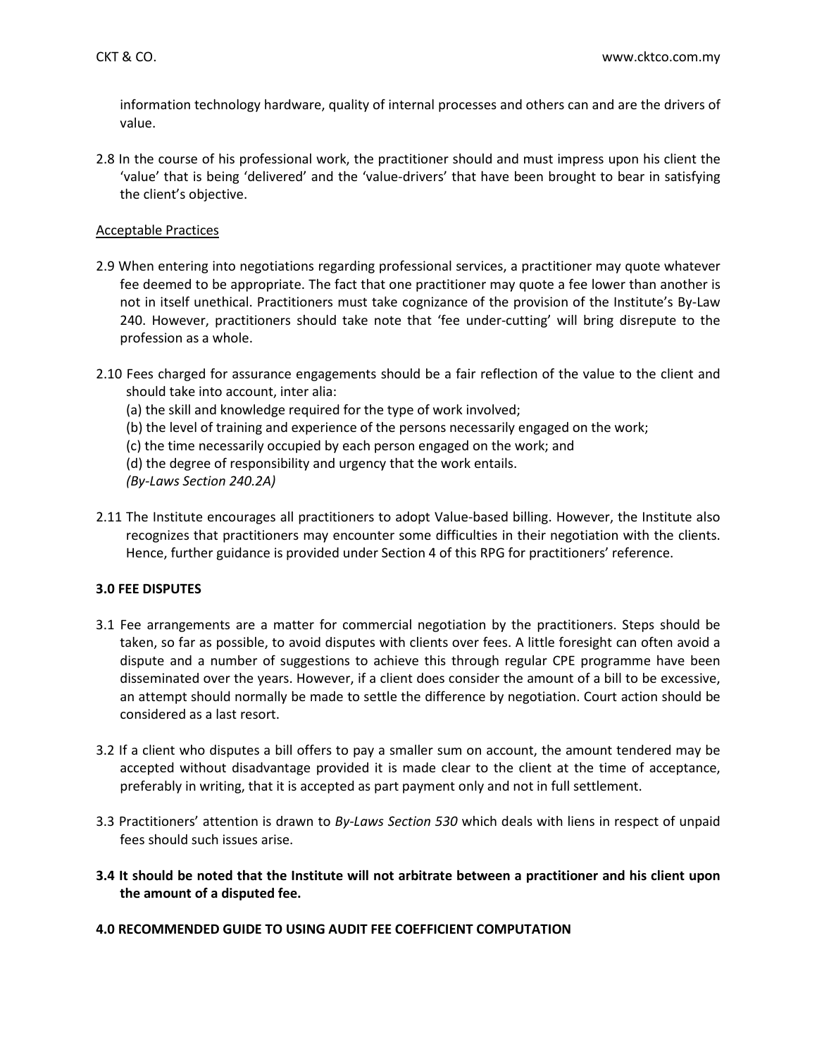information technology hardware, quality of internal processes and others can and are the drivers of value.

2.8 In the course of his professional work, the practitioner should and must impress upon his client the 'value' that is being 'delivered' and the 'value-drivers' that have been brought to bear in satisfying the client's objective.

<u>Acceptable Practices</u>

2.9 When entering into negotiations regarding professional services, a practitioner may quote whatever fee deemed to be appropriate. The fact that one practitioner may quote a fee lower than another is not in itself unethical. Practitioners must take cognizance of the provision of the Institute's By-Law 240. However, practitioners should take note that 'fee under-cutting' will bring disrepute to the profession as a whole.

2.10 Fees charged for assurance engagements should be a fair reflection of the value to the client and should take into account, inter alia:

(a) the skill and knowledge required for the type of work involved;
(b) the level of training and experience of the persons necessarily engaged on the work;
(c) the time necessarily occupied by each person engaged on the work; and
(d) the degree of responsibility and urgency that the work entails.
*(By-Laws Section 240.2A)*

2.11 The Institute encourages all practitioners to adopt Value-based billing. However, the Institute also recognizes that practitioners may encounter some difficulties in their negotiation with the clients. Hence, further guidance is provided under Section 4 of this RPG for practitioners' reference.

## 3.0 FEE DISPUTES

3.1 Fee arrangements are a matter for commercial negotiation by the practitioners. Steps should be taken, so far as possible, to avoid disputes with clients over fees. A little foresight can often avoid a dispute and a number of suggestions to achieve this through regular CPE programme have been disseminated over the years. However, if a client does consider the amount of a bill to be excessive, an attempt should normally be made to settle the difference by negotiation. Court action should be considered as a last resort.

3.2 If a client who disputes a bill offers to pay a smaller sum on account, the amount tendered may be accepted without disadvantage provided it is made clear to the client at the time of acceptance, preferably in writing, that it is accepted as part payment only and not in full settlement.

3.3 Practitioners' attention is drawn to *By-Laws Section 530* which deals with liens in respect of unpaid fees should such issues arise.

**3.4 It should be noted that the Institute will not arbitrate between a practitioner and his client upon the amount of a disputed fee.**

## 4.0 RECOMMENDED GUIDE TO USING AUDIT FEE COEFFICIENT COMPUTATION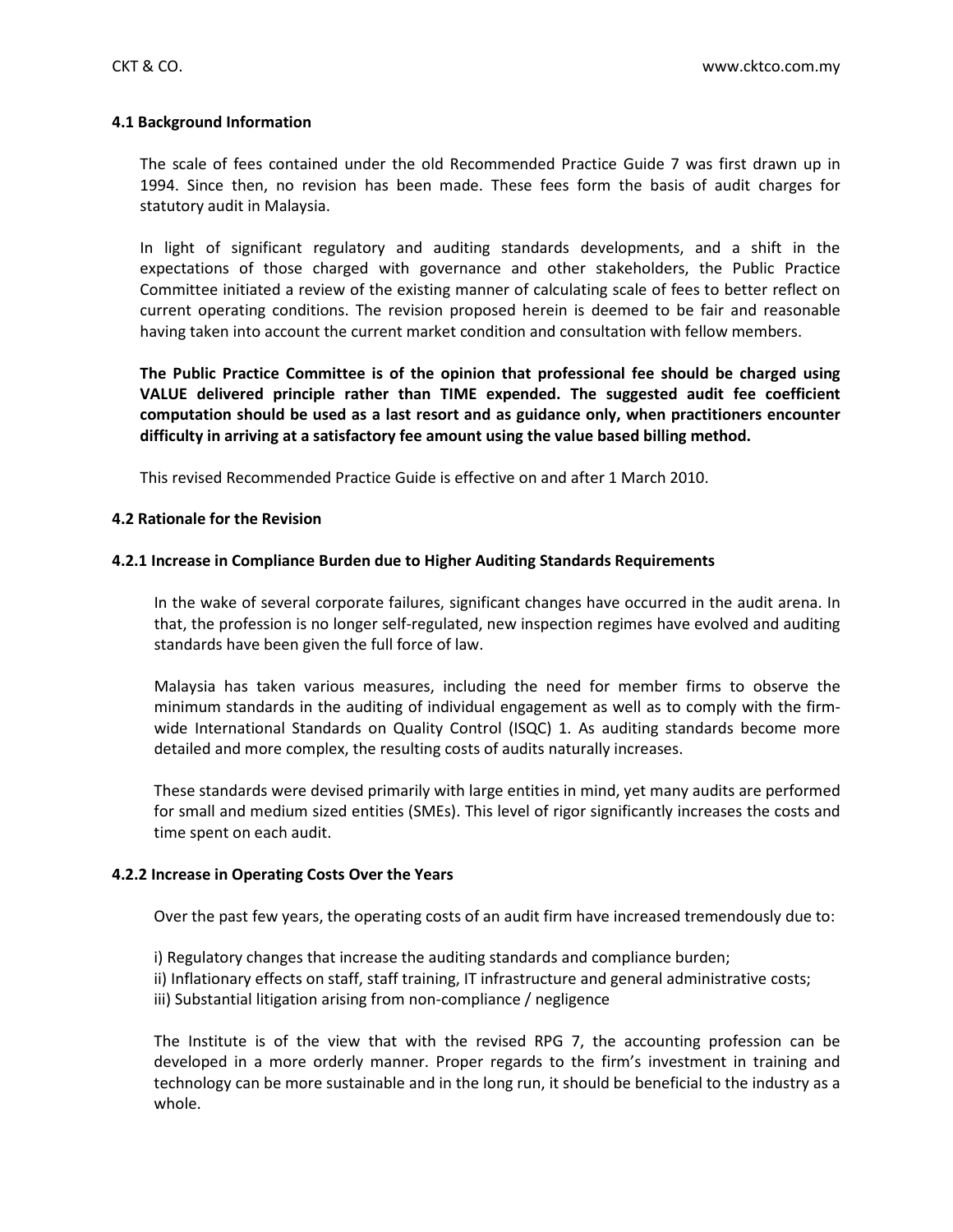### 4.1 Background Information

The scale of fees contained under the old Recommended Practice Guide 7 was first drawn up in 1994. Since then, no revision has been made. These fees form the basis of audit charges for statutory audit in Malaysia.

In light of significant regulatory and auditing standards developments, and a shift in the expectations of those charged with governance and other stakeholders, the Public Practice Committee initiated a review of the existing manner of calculating scale of fees to better reflect on current operating conditions. The revision proposed herein is deemed to be fair and reasonable having taken into account the current market condition and consultation with fellow members.

**The Public Practice Committee is of the opinion that professional fee should be charged using VALUE delivered principle rather than TIME expended. The suggested audit fee coefficient computation should be used as a last resort and as guidance only, when practitioners encounter difficulty in arriving at a satisfactory fee amount using the value based billing method.**

This revised Recommended Practice Guide is effective on and after 1 March 2010.

### 4.2 Rationale for the Revision

#### 4.2.1 Increase in Compliance Burden due to Higher Auditing Standards Requirements

In the wake of several corporate failures, significant changes have occurred in the audit arena. In that, the profession is no longer self-regulated, new inspection regimes have evolved and auditing standards have been given the full force of law.

Malaysia has taken various measures, including the need for member firms to observe the minimum standards in the auditing of individual engagement as well as to comply with the firm-wide International Standards on Quality Control (ISQC) 1. As auditing standards become more detailed and more complex, the resulting costs of audits naturally increases.

These standards were devised primarily with large entities in mind, yet many audits are performed for small and medium sized entities (SMEs). This level of rigor significantly increases the costs and time spent on each audit.

#### 4.2.2 Increase in Operating Costs Over the Years

Over the past few years, the operating costs of an audit firm have increased tremendously due to:

i) Regulatory changes that increase the auditing standards and compliance burden;
ii) Inflationary effects on staff, staff training, IT infrastructure and general administrative costs;
iii) Substantial litigation arising from non-compliance / negligence

The Institute is of the view that with the revised RPG 7, the accounting profession can be developed in a more orderly manner. Proper regards to the firm's investment in training and technology can be more sustainable and in the long run, it should be beneficial to the industry as a whole.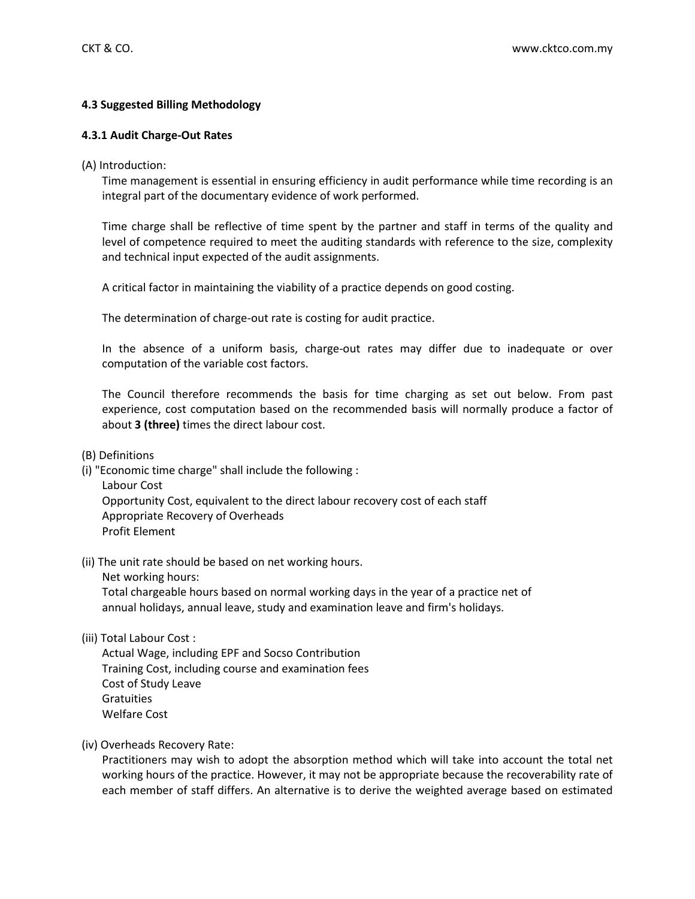### 4.3 Suggested Billing Methodology

#### 4.3.1 Audit Charge-Out Rates

(A) Introduction:

Time management is essential in ensuring efficiency in audit performance while time recording is an integral part of the documentary evidence of work performed.

Time charge shall be reflective of time spent by the partner and staff in terms of the quality and level of competence required to meet the auditing standards with reference to the size, complexity and technical input expected of the audit assignments.

A critical factor in maintaining the viability of a practice depends on good costing.

The determination of charge-out rate is costing for audit practice.

In the absence of a uniform basis, charge-out rates may differ due to inadequate or over computation of the variable cost factors.

The Council therefore recommends the basis for time charging as set out below. From past experience, cost computation based on the recommended basis will normally produce a factor of about **3 (three)** times the direct labour cost.

(B) Definitions

(i) "Economic time charge" shall include the following :

Labour Cost
Opportunity Cost, equivalent to the direct labour recovery cost of each staff
Appropriate Recovery of Overheads
Profit Element

(ii) The unit rate should be based on net working hours.

Net working hours:
Total chargeable hours based on normal working days in the year of a practice net of annual holidays, annual leave, study and examination leave and firm's holidays.

(iii) Total Labour Cost :

Actual Wage, including EPF and Socso Contribution
Training Cost, including course and examination fees
Cost of Study Leave
Gratuities
Welfare Cost

(iv) Overheads Recovery Rate:

Practitioners may wish to adopt the absorption method which will take into account the total net working hours of the practice. However, it may not be appropriate because the recoverability rate of each member of staff differs. An alternative is to derive the weighted average based on estimated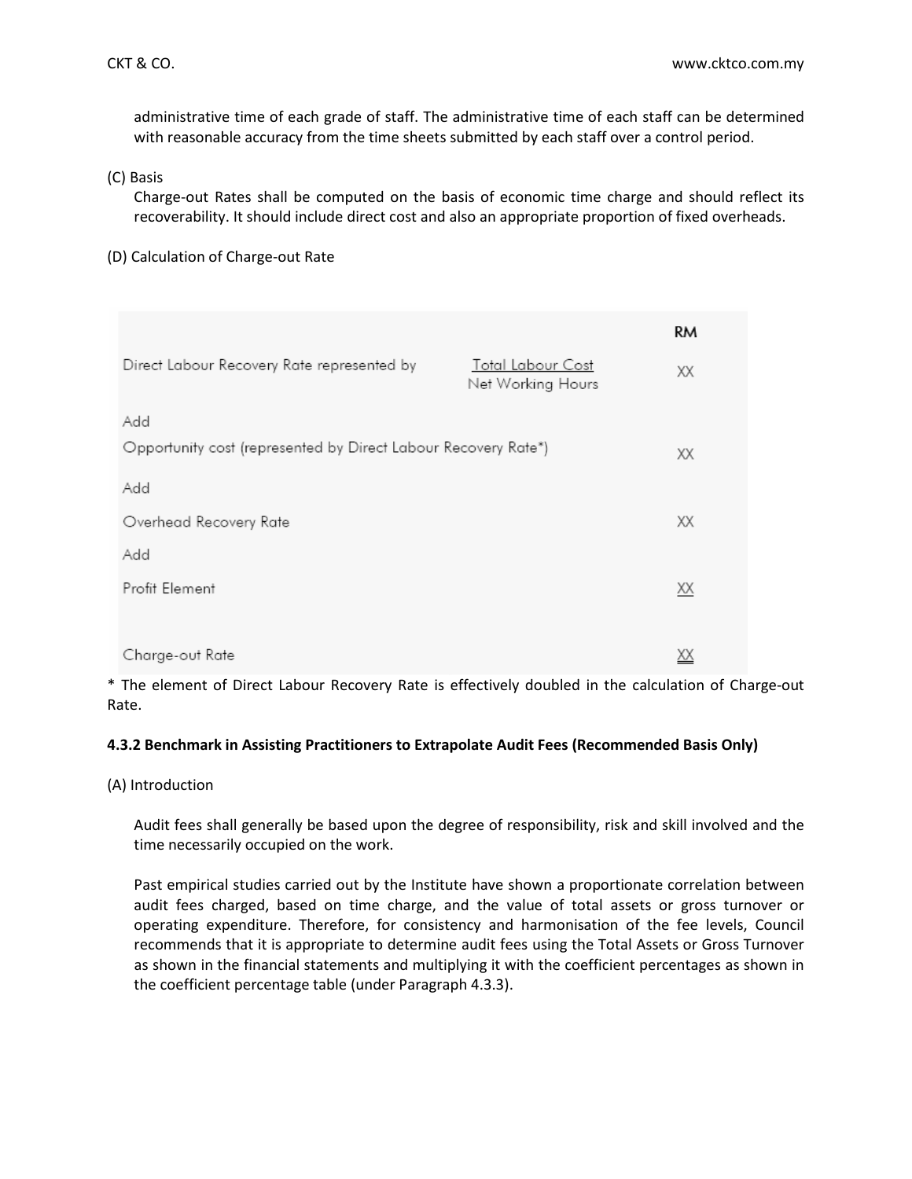administrative time of each grade of staff. The administrative time of each staff can be determined with reasonable accuracy from the time sheets submitted by each staff over a control period.

(C) Basis

Charge-out Rates shall be computed on the basis of economic time charge and should reflect its recoverability. It should include direct cost and also an appropriate proportion of fixed overheads.

(D) Calculation of Charge-out Rate

| | | RM |
|---|---|---|
| Direct Labour Recovery Rate represented by | $\frac{\text{Total Labour Cost}}{\text{Net Working Hours}}$ | XX |
| Add | | |
| Opportunity cost (represented by Direct Labour Recovery Rate*) | | XX |
| Add | | |
| Overhead Recovery Rate | | XX |
| Add | | |
| Profit Element | | XX |
| Charge-out Rate | | XX |

* The element of Direct Labour Recovery Rate is effectively doubled in the calculation of Charge-out Rate.

**4.3.2 Benchmark in Assisting Practitioners to Extrapolate Audit Fees (Recommended Basis Only)**

(A) Introduction

Audit fees shall generally be based upon the degree of responsibility, risk and skill involved and the time necessarily occupied on the work.

Past empirical studies carried out by the Institute have shown a proportionate correlation between audit fees charged, based on time charge, and the value of total assets or gross turnover or operating expenditure. Therefore, for consistency and harmonisation of the fee levels, Council recommends that it is appropriate to determine audit fees using the Total Assets or Gross Turnover as shown in the financial statements and multiplying it with the coefficient percentages as shown in the coefficient percentage table (under Paragraph 4.3.3).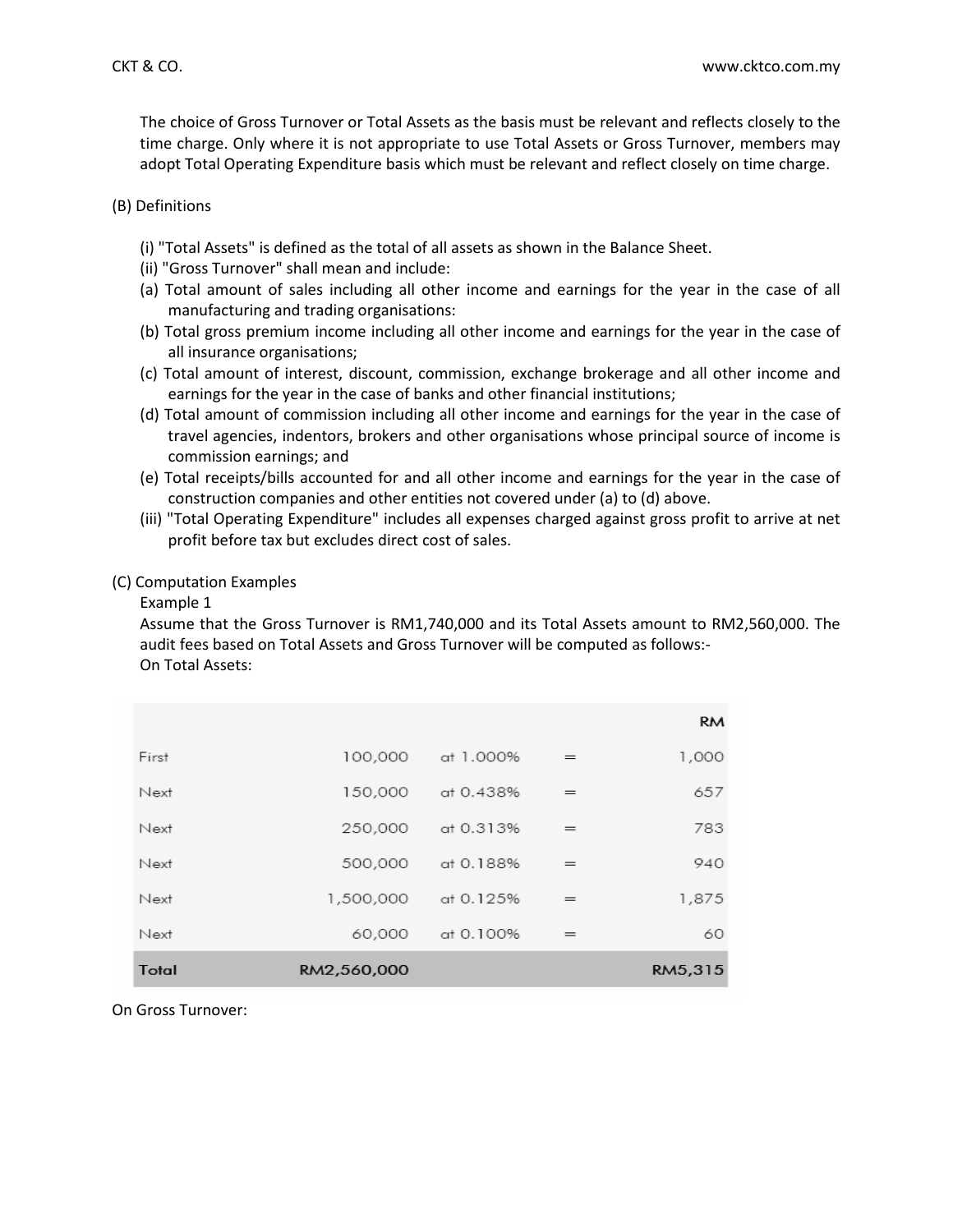The choice of Gross Turnover or Total Assets as the basis must be relevant and reflects closely to the time charge. Only where it is not appropriate to use Total Assets or Gross Turnover, members may adopt Total Operating Expenditure basis which must be relevant and reflect closely on time charge.

(B) Definitions

(i) "Total Assets" is defined as the total of all assets as shown in the Balance Sheet.
(ii) "Gross Turnover" shall mean and include:
(a) Total amount of sales including all other income and earnings for the year in the case of all manufacturing and trading organisations:
(b) Total gross premium income including all other income and earnings for the year in the case of all insurance organisations;
(c) Total amount of interest, discount, commission, exchange brokerage and all other income and earnings for the year in the case of banks and other financial institutions;
(d) Total amount of commission including all other income and earnings for the year in the case of travel agencies, indentors, brokers and other organisations whose principal source of income is commission earnings; and
(e) Total receipts/bills accounted for and all other income and earnings for the year in the case of construction companies and other entities not covered under (a) to (d) above.
(iii) "Total Operating Expenditure" includes all expenses charged against gross profit to arrive at net profit before tax but excludes direct cost of sales.

(C) Computation Examples

Example 1

Assume that the Gross Turnover is RM1,740,000 and its Total Assets amount to RM2,560,000. The audit fees based on Total Assets and Gross Turnover will be computed as follows:-

On Total Assets:

| | | | | RM |
|---|---|---|---|---|
| First | 100,000 | at 1.000% | = | 1,000 |
| Next | 150,000 | at 0.438% | = | 657 |
| Next | 250,000 | at 0.313% | = | 783 |
| Next | 500,000 | at 0.188% | = | 940 |
| Next | 1,500,000 | at 0.125% | = | 1,875 |
| Next | 60,000 | at 0.100% | = | 60 |
| **Total** | **RM2,560,000** | | | **RM5,315** |

On Gross Turnover: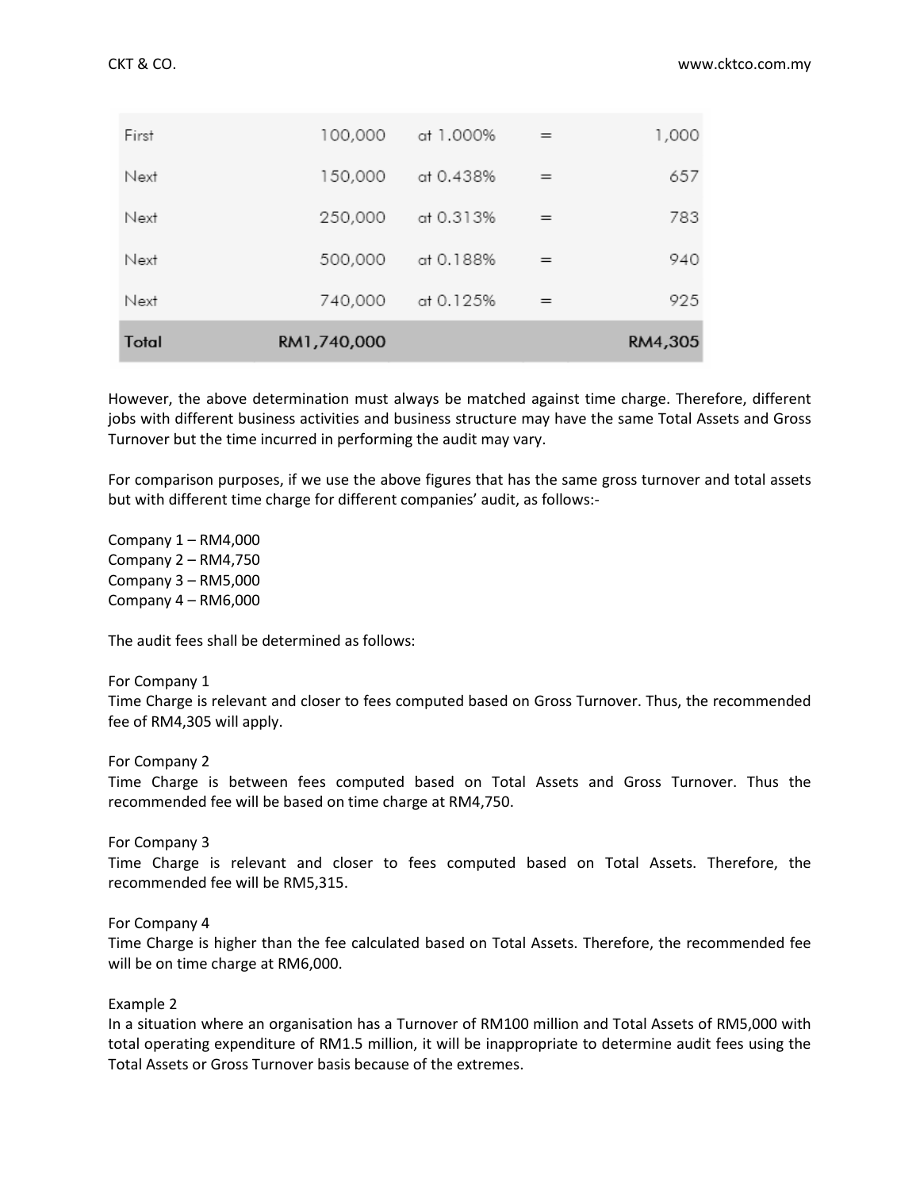| | | | | |
|---|---|---|---|---|
| First | 100,000 | at 1.000% | = | 1,000 |
| Next | 150,000 | at 0.438% | = | 657 |
| Next | 250,000 | at 0.313% | = | 783 |
| Next | 500,000 | at 0.188% | = | 940 |
| Next | 740,000 | at 0.125% | = | 925 |
| **Total** | **RM1,740,000** | | | **RM4,305** |

However, the above determination must always be matched against time charge. Therefore, different jobs with different business activities and business structure may have the same Total Assets and Gross Turnover but the time incurred in performing the audit may vary.

For comparison purposes, if we use the above figures that has the same gross turnover and total assets but with different time charge for different companies' audit, as follows:-

Company 1 – RM4,000
Company 2 – RM4,750
Company 3 – RM5,000
Company 4 – RM6,000

The audit fees shall be determined as follows:

For Company 1
Time Charge is relevant and closer to fees computed based on Gross Turnover. Thus, the recommended fee of RM4,305 will apply.

For Company 2
Time Charge is between fees computed based on Total Assets and Gross Turnover. Thus the recommended fee will be based on time charge at RM4,750.

For Company 3
Time Charge is relevant and closer to fees computed based on Total Assets. Therefore, the recommended fee will be RM5,315.

For Company 4
Time Charge is higher than the fee calculated based on Total Assets. Therefore, the recommended fee will be on time charge at RM6,000.

Example 2
In a situation where an organisation has a Turnover of RM100 million and Total Assets of RM5,000 with total operating expenditure of RM1.5 million, it will be inappropriate to determine audit fees using the Total Assets or Gross Turnover basis because of the extremes.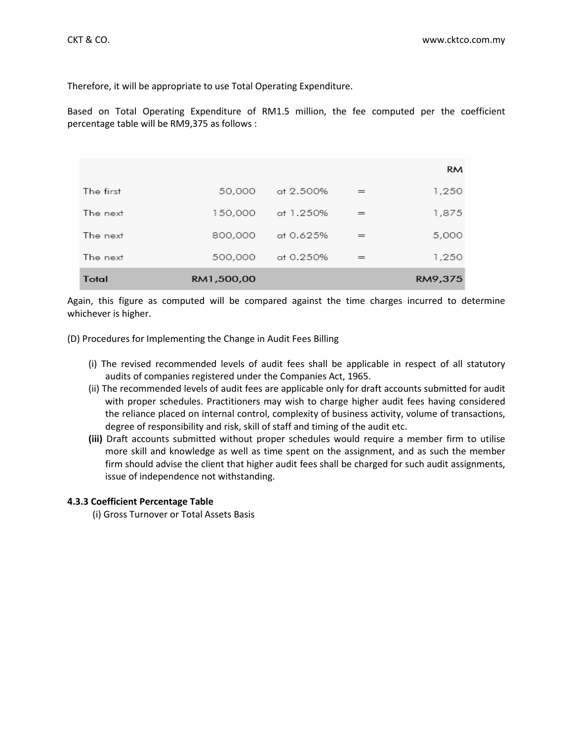Therefore, it will be appropriate to use Total Operating Expenditure.

Based on Total Operating Expenditure of RM1.5 million, the fee computed per the coefficient percentage table will be RM9,375 as follows :

| | | | | RM |
|---|---|---|---|---|
| The first | 50,000 | at 2.500% | = | 1,250 |
| The next | 150,000 | at 1.250% | = | 1,875 |
| The next | 800,000 | at 0.625% | = | 5,000 |
| The next | 500,000 | at 0.250% | = | 1,250 |
| **Total** | **RM1,500,00** | | | **RM9,375** |

Again, this figure as computed will be compared against the time charges incurred to determine whichever is higher.

(D) Procedures for Implementing the Change in Audit Fees Billing

(i) The revised recommended levels of audit fees shall be applicable in respect of all statutory audits of companies registered under the Companies Act, 1965.

(ii) The recommended levels of audit fees are applicable only for draft accounts submitted for audit with proper schedules. Practitioners may wish to charge higher audit fees having considered the reliance placed on internal control, complexity of business activity, volume of transactions, degree of responsibility and risk, skill of staff and timing of the audit etc.

**(iii)** Draft accounts submitted without proper schedules would require a member firm to utilise more skill and knowledge as well as time spent on the assignment, and as such the member firm should advise the client that higher audit fees shall be charged for such audit assignments, issue of independence not withstanding.

#### 4.3.3 Coefficient Percentage Table

(i) Gross Turnover or Total Assets Basis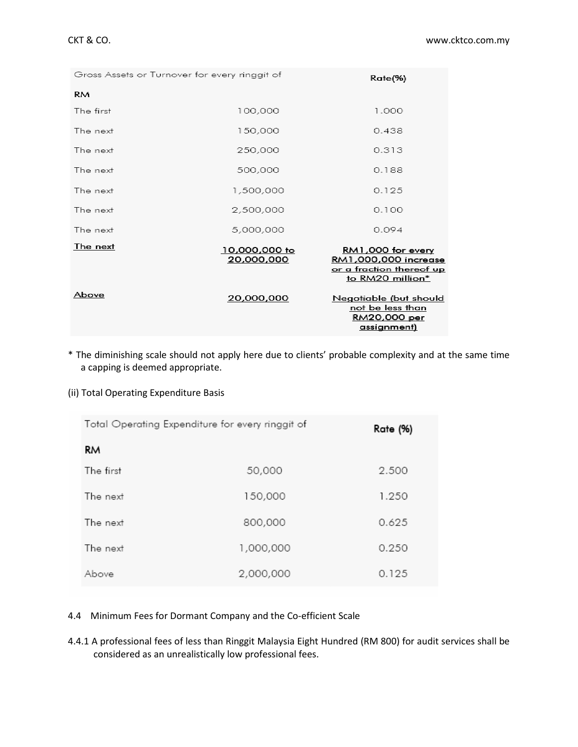| Gross Assets or Turnover for every ringgit of | | Rate(%) |
| --- | --- | --- |
| RM | | |
| The first | 100,000 | 1.000 |
| The next | 150,000 | 0.438 |
| The next | 250,000 | 0.313 |
| The next | 500,000 | 0.188 |
| The next | 1,500,000 | 0.125 |
| The next | 2,500,000 | 0.100 |
| The next | 5,000,000 | 0.094 |
| The next | 10,000,000 to 20,000,000 | RM1,000 for every RM1,000,000 increase or a fraction thereof up to RM20 million* |
| Above | 20,000,000 | Negotiable (but should not be less than RM20,000 per assignment) |

\* The diminishing scale should not apply here due to clients' probable complexity and at the same time a capping is deemed appropriate.

(ii) Total Operating Expenditure Basis

| Total Operating Expenditure for every ringgit of | | Rate (%) |
| --- | --- | --- |
| RM | | |
| The first | 50,000 | 2.500 |
| The next | 150,000 | 1.250 |
| The next | 800,000 | 0.625 |
| The next | 1,000,000 | 0.250 |
| Above | 2,000,000 | 0.125 |

4.4 Minimum Fees for Dormant Company and the Co-efficient Scale

4.4.1 A professional fees of less than Ringgit Malaysia Eight Hundred (RM 800) for audit services shall be considered as an unrealistically low professional fees.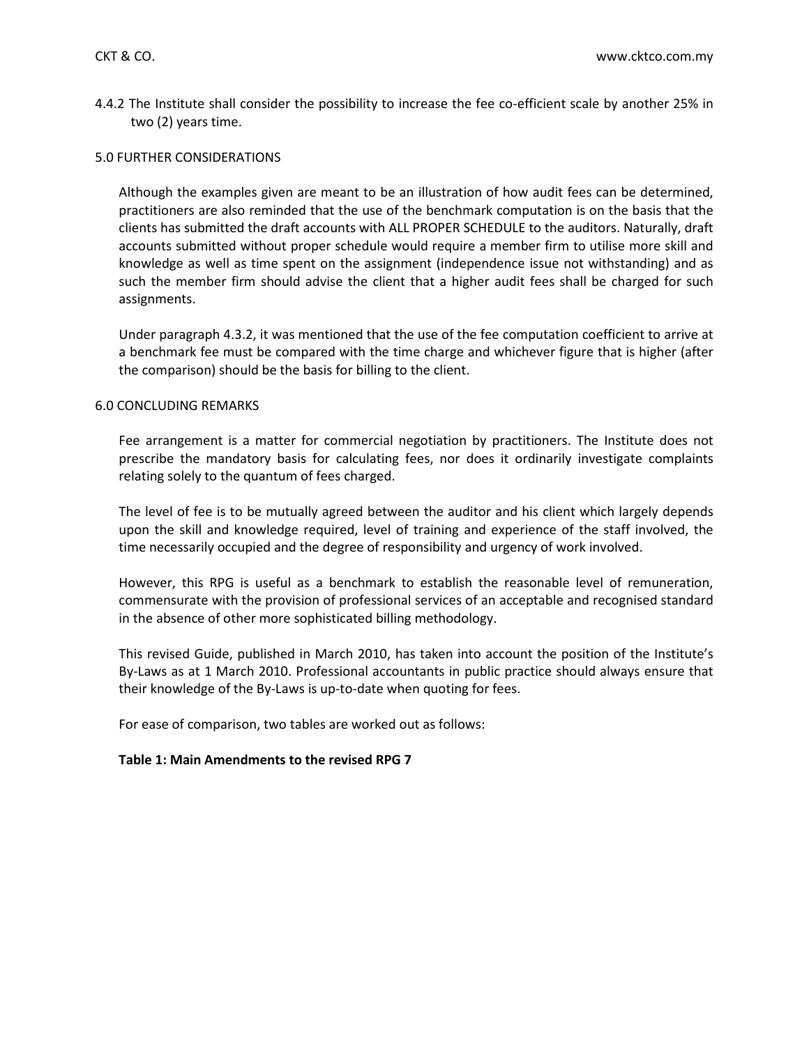4.4.2 The Institute shall consider the possibility to increase the fee co-efficient scale by another 25% in two (2) years time.

## 5.0 FURTHER CONSIDERATIONS

Although the examples given are meant to be an illustration of how audit fees can be determined, practitioners are also reminded that the use of the benchmark computation is on the basis that the clients has submitted the draft accounts with ALL PROPER SCHEDULE to the auditors. Naturally, draft accounts submitted without proper schedule would require a member firm to utilise more skill and knowledge as well as time spent on the assignment (independence issue not withstanding) and as such the member firm should advise the client that a higher audit fees shall be charged for such assignments.

Under paragraph 4.3.2, it was mentioned that the use of the fee computation coefficient to arrive at a benchmark fee must be compared with the time charge and whichever figure that is higher (after the comparison) should be the basis for billing to the client.

## 6.0 CONCLUDING REMARKS

Fee arrangement is a matter for commercial negotiation by practitioners. The Institute does not prescribe the mandatory basis for calculating fees, nor does it ordinarily investigate complaints relating solely to the quantum of fees charged.

The level of fee is to be mutually agreed between the auditor and his client which largely depends upon the skill and knowledge required, level of training and experience of the staff involved, the time necessarily occupied and the degree of responsibility and urgency of work involved.

However, this RPG is useful as a benchmark to establish the reasonable level of remuneration, commensurate with the provision of professional services of an acceptable and recognised standard in the absence of other more sophisticated billing methodology.

This revised Guide, published in March 2010, has taken into account the position of the Institute's By-Laws as at 1 March 2010. Professional accountants in public practice should always ensure that their knowledge of the By-Laws is up-to-date when quoting for fees.

For ease of comparison, two tables are worked out as follows:

**Table 1: Main Amendments to the revised RPG 7**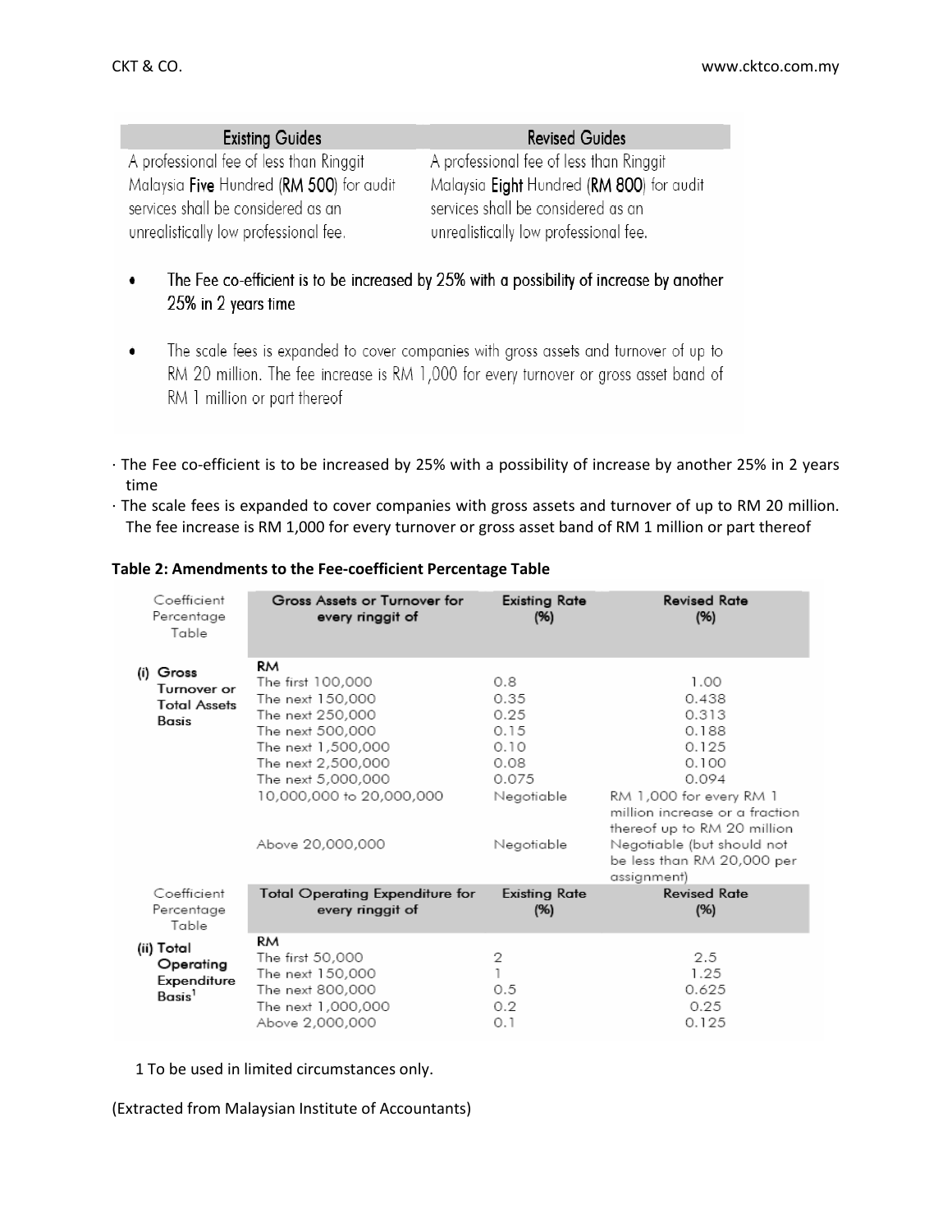| Existing Guides | Revised Guides |
| --- | --- |
| A professional fee of less than Ringgit Malaysia **Five** Hundred (**RM 500**) for audit services shall be considered as an unrealistically low professional fee. | A professional fee of less than Ringgit Malaysia **Eight** Hundred (**RM 800**) for audit services shall be considered as an unrealistically low professional fee. |

- The Fee co-efficient is to be increased by 25% with a possibility of increase by another 25% in 2 years time
- The scale fees is expanded to cover companies with gross assets and turnover of up to RM 20 million. The fee increase is RM 1,000 for every turnover or gross asset band of RM 1 million or part thereof

· The Fee co-efficient is to be increased by 25% with a possibility of increase by another 25% in 2 years time

· The scale fees is expanded to cover companies with gross assets and turnover of up to RM 20 million. The fee increase is RM 1,000 for every turnover or gross asset band of RM 1 million or part thereof

**Table 2: Amendments to the Fee-coefficient Percentage Table**

| Coefficient Percentage Table | Gross Assets or Turnover for every ringgit of | Existing Rate (%) | Revised Rate (%) |
| --- | --- | --- | --- |
| **(i) Gross Turnover or Total Assets Basis** | **RM** | | |
| | The first 100,000 | 0.8 | 1.00 |
| | The next 150,000 | 0.35 | 0.438 |
| | The next 250,000 | 0.25 | 0.313 |
| | The next 500,000 | 0.15 | 0.188 |
| | The next 1,500,000 | 0.10 | 0.125 |
| | The next 2,500,000 | 0.08 | 0.100 |
| | The next 5,000,000 | 0.075 | 0.094 |
| | 10,000,000 to 20,000,000 | Negotiable | RM 1,000 for every RM 1 million increase or a fraction thereof up to RM 20 million |
| | Above 20,000,000 | Negotiable | Negotiable (but should not be less than RM 20,000 per assignment) |
| **Coefficient Percentage Table** | **Total Operating Expenditure for every ringgit of** | **Existing Rate (%)** | **Revised Rate (%)** |
| **(ii) Total Operating Expenditure Basis[1]** | **RM** | | |
| | The first 50,000 | 2 | 2.5 |
| | The next 150,000 | 1 | 1.25 |
| | The next 800,000 | 0.5 | 0.625 |
| | The next 1,000,000 | 0.2 | 0.25 |
| | Above 2,000,000 | 0.1 | 0.125 |

1 To be used in limited circumstances only.

(Extracted from Malaysian Institute of Accountants)